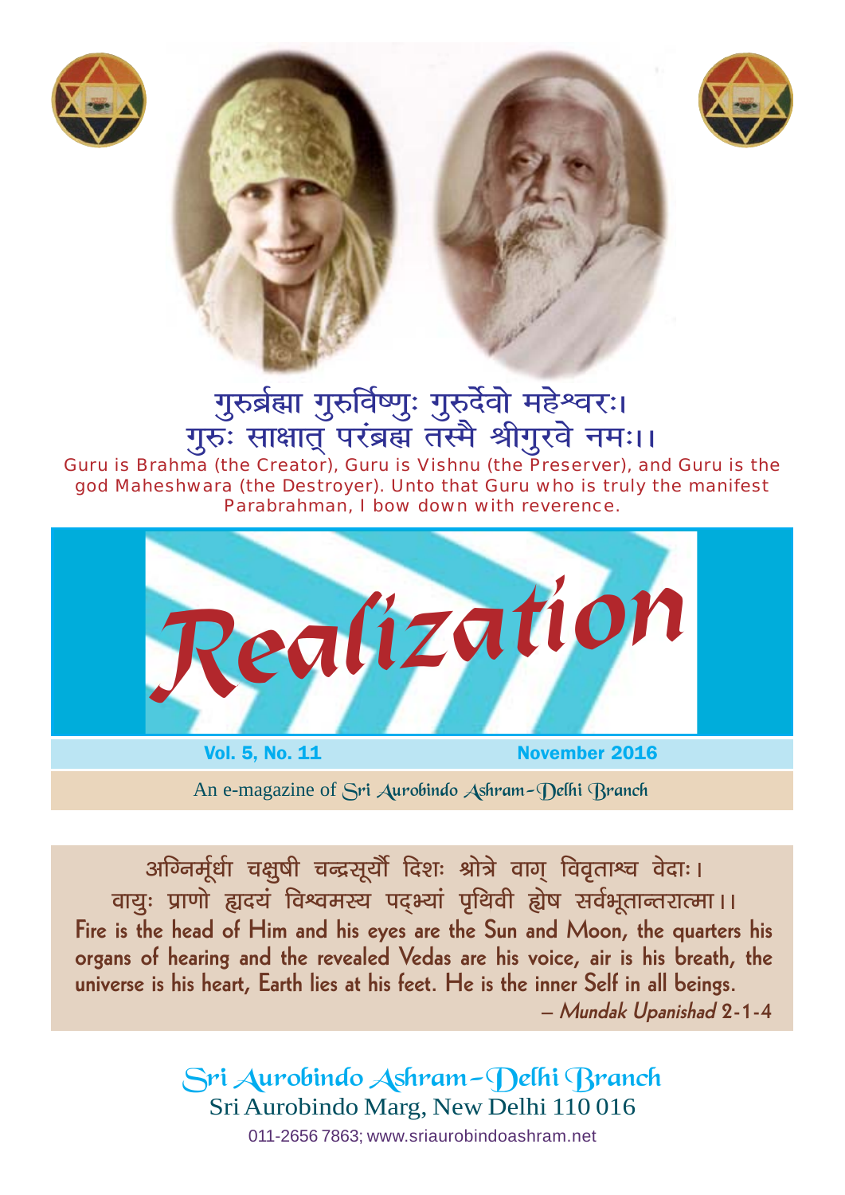गुरुर्ब्रह्मा गुरुर्विष्णुः गुरुर्देवो महेश्वरः।
गुरुः साक्षात् परंब्रह्म तस्मै श्रीगुरवे नमः।।

Guru is Brahma (the Creator), Guru is Vishnu (the Preserver), and Guru is the god Maheshwara (the Destroyer). Unto that Guru who is truly the manifest Parabrahman, I bow down with reverence.

# Realization

Vol. 5, No. 11 November 2016

An e-magazine of Sri Aurobindo Ashram–Delhi Branch

अग्निर्मूर्धा चक्षुषी चन्द्रसूर्यौ दिशः श्रोत्रे वाग् विवृताश्च वेदाः।
वायुः प्राणो हृदयं विश्वमस्य पद्भ्यां पृथिवी ह्येष सर्वभूतान्तरात्मा।।

**Fire is the head of Him and his eyes are the Sun and Moon, the quarters his organs of hearing and the revealed Vedas are his voice, air is his breath, the universe is his heart, Earth lies at his feet. He is the inner Self in all beings.**

— *Mundak Upanishad* 2-1-4

Sri Aurobindo Ashram–Delhi Branch
Sri Aurobindo Marg, New Delhi 110 016
011-2656 7863; www.sriaurobindoashram.net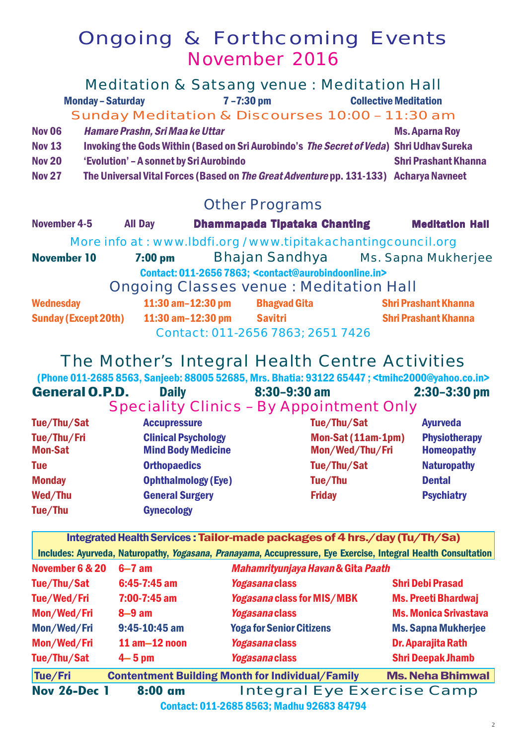# Ongoing & Forthcoming Events
## November 2016

### Meditation & Satsang venue : Meditation Hall

**Monday – Saturday** **7 –7:30 pm** **Collective Meditation**

### Sunday Meditation & Discourses 10:00 – 11:30 am

| | | |
|---|---|---|
| **Nov 06** | ***Hamare Prashn, Sri Maa ke Uttar*** | **Ms. Aparna Roy** |
| **Nov 13** | **Invoking the Gods Within (Based on Sri Aurobindo's *The Secret of Veda*)** | **Shri Udhav Sureka** |
| **Nov 20** | **'Evolution' – A sonnet by Sri Aurobindo** | **Shri Prashant Khanna** |
| **Nov 27** | **The Universal Vital Forces (Based on *The Great Adventure* pp. 131-133)** | **Acharya Navneet** |

### Other Programs

**November 4-5** **All Day** **Dhammapada Tipataka Chanting** **Meditation Hall**

More info at : www.lbdfi.org / www.tipitakachantingcouncil.org

**November 10** **7:00 pm** Bhajan Sandhya Ms. Sapna Mukherjee

**Contact: 011-2656 7863; <contact@aurobindoonline.in>**

### Ongoing Classes venue : Meditation Hall

| | | | |
|---|---|---|---|
| **Wednesday** | **11:30 am–12:30 pm** | **Bhagvad Gita** | **Shri Prashant Khanna** |
| **Sunday (Except 20th)** | **11:30 am–12:30 pm** | **Savitri** | **Shri Prashant Khanna** |

Contact: 011-2656 7863; 2651 7426

## The Mother's Integral Health Centre Activities

**(Phone 011-2685 8563, Sanjeeb: 88005 52685, Mrs. Bhatia: 93122 65447 ; <tmihc2000@yahoo.co.in>**

**General O.P.D.** **Daily** **8:30–9:30 am** **2:30–3:30 pm**

### Speciality Clinics – By Appointment Only

| | | | |
|---|---|---|---|
| **Tue/Thu/Sat** | **Accupressure** | **Tue/Thu/Sat** | **Ayurveda** |
| **Tue/Thu/Fri** | **Clinical Psychology** | **Mon-Sat (11am-1pm)** | **Physiotherapy** |
| **Mon-Sat** | **Mind Body Medicine** | **Mon/Wed/Thu/Fri** | **Homeopathy** |
| **Tue** | **Orthopaedics** | **Tue/Thu/Sat** | **Naturopathy** |
| **Monday** | **Ophthalmology (Eye)** | **Tue/Thu** | **Dental** |
| **Wed/Thu** | **General Surgery** | **Friday** | **Psychiatry** |
| **Tue/Thu** | **Gynecology** | | |

**Integrated Health Services : Tailor-made packages of 4 hrs./day (Tu/Th/Sa)**

**Includes: Ayurveda, Naturopathy, *Yogasana*, *Pranayama*, Accupressure, Eye Exercise, Integral Health Consultation**

| | | | |
|---|---|---|---|
| **November 6 & 20** | **6–7 am** | ***Mahamrityunjaya Havan* & *Gita Paath*** | |
| **Tue/Thu/Sat** | **6:45-7:45 am** | ***Yogasana* class** | **Shri Debi Prasad** |
| **Tue/Wed/Fri** | **7:00-7:45 am** | ***Yogasana* class for MIS/MBK** | **Ms. Preeti Bhardwaj** |
| **Mon/Wed/Fri** | **8–9 am** | ***Yogasana* class** | **Ms. Monica Srivastava** |
| **Mon/Wed/Fri** | **9:45-10:45 am** | **Yoga for Senior Citizens** | **Ms. Sapna Mukherjee** |
| **Mon/Wed/Fri** | **11 am–12 noon** | ***Yogasana* class** | **Dr. Aparajita Rath** |
| **Tue/Thu/Sat** | **4– 5 pm** | ***Yogasana* class** | **Shri Deepak Jhamb** |

**Tue/Fri** **Contentment Building Month for Individual/Family** **Ms. Neha Bhimwal**

**Nov 26-Dec 1** **8:00 am** Integral Eye Exercise Camp

**Contact: 011-2685 8563; Madhu 92683 84794**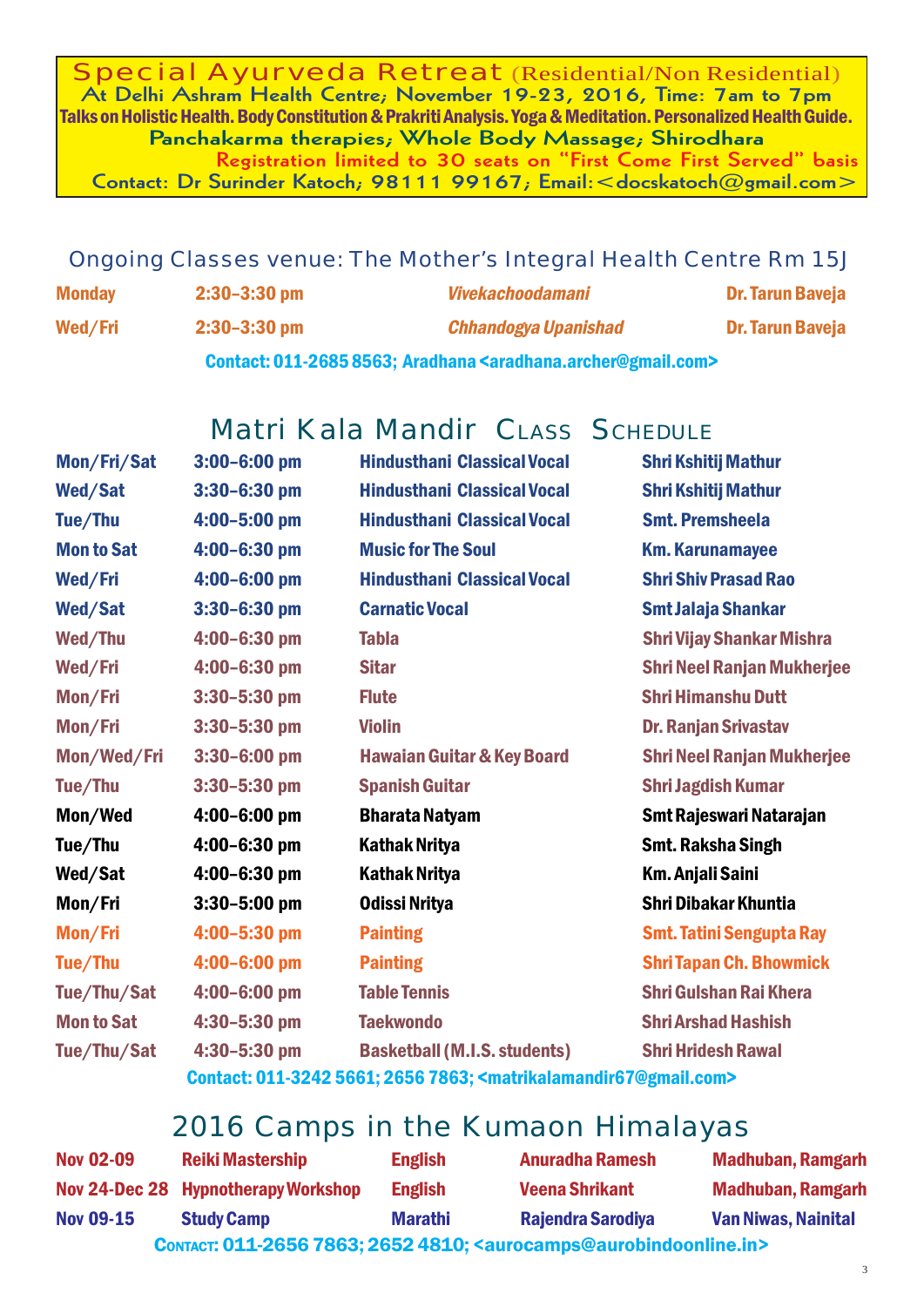## Special Ayurveda Retreat (Residential/Non Residential)

At Delhi Ashram Health Centre; November 19-23, 2016, Time: 7am to 7pm

Talks on Holistic Health. Body Constitution & Prakriti Analysis. Yoga & Meditation. Personalized Health Guide.

Panchakarma therapies; Whole Body Massage; Shirodhara

Registration limited to 30 seats on "First Come First Served" basis

Contact: Dr Surinder Katoch; 98111 99167; Email:<docskatoch@gmail.com>

## Ongoing Classes venue: The Mother's Integral Health Centre Rm 15J

| | | | |
|---|---|---|---|
| Monday | 2:30–3:30 pm | *Vivekachoodamani* | Dr. Tarun Baveja |
| Wed/Fri | 2:30–3:30 pm | *Chhandogya Upanishad* | Dr. Tarun Baveja |

Contact: 011-2685 8563; Aradhana <aradhana.archer@gmail.com>

## Matri Kala Mandir Class Schedule

| | | | |
|---|---|---|---|
| Mon/Fri/Sat | 3:00–6:00 pm | Hindusthani Classical Vocal | Shri Kshitij Mathur |
| Wed/Sat | 3:30–6:30 pm | Hindusthani Classical Vocal | Shri Kshitij Mathur |
| Tue/Thu | 4:00–5:00 pm | Hindusthani Classical Vocal | Smt. Premsheela |
| Mon to Sat | 4:00–6:30 pm | Music for The Soul | Km. Karunamayee |
| Wed/Fri | 4:00–6:00 pm | Hindusthani Classical Vocal | Shri Shiv Prasad Rao |
| Wed/Sat | 3:30–6:30 pm | Carnatic Vocal | Smt Jalaja Shankar |
| Wed/Thu | 4:00–6:30 pm | Tabla | Shri Vijay Shankar Mishra |
| Wed/Fri | 4:00–6:30 pm | Sitar | Shri Neel Ranjan Mukherjee |
| Mon/Fri | 3:30–5:30 pm | Flute | Shri Himanshu Dutt |
| Mon/Fri | 3:30–5:30 pm | Violin | Dr. Ranjan Srivastav |
| Mon/Wed/Fri | 3:30–6:00 pm | Hawaian Guitar & Key Board | Shri Neel Ranjan Mukherjee |
| Tue/Thu | 3:30–5:30 pm | Spanish Guitar | Shri Jagdish Kumar |
| Mon/Wed | 4:00–6:00 pm | Bharata Natyam | Smt Rajeswari Natarajan |
| Tue/Thu | 4:00–6:30 pm | Kathak Nritya | Smt. Raksha Singh |
| Wed/Sat | 4:00–6:30 pm | Kathak Nritya | Km. Anjali Saini |
| Mon/Fri | 3:30–5:00 pm | Odissi Nritya | Shri Dibakar Khuntia |
| Mon/Fri | 4:00–5:30 pm | Painting | Smt. Tatini Sengupta Ray |
| Tue/Thu | 4:00–6:00 pm | Painting | Shri Tapan Ch. Bhowmick |
| Tue/Thu/Sat | 4:00–6:00 pm | Table Tennis | Shri Gulshan Rai Khera |
| Mon to Sat | 4:30–5:30 pm | Taekwondo | Shri Arshad Hashish |
| Tue/Thu/Sat | 4:30–5:30 pm | Basketball (M.I.S. students) | Shri Hridesh Rawal |

Contact: 011-3242 5661; 2656 7863; <matrikalamandir67@gmail.com>

## 2016 Camps in the Kumaon Himalayas

| | | | | |
|---|---|---|---|---|
| Nov 02-09 | Reiki Mastership | English | Anuradha Ramesh | Madhuban, Ramgarh |
| Nov 24-Dec 28 | Hypnotherapy Workshop | English | Veena Shrikant | Madhuban, Ramgarh |
| Nov 09-15 | Study Camp | Marathi | Rajendra Sarodiya | Van Niwas, Nainital |

Contact: 011-2656 7863; 2652 4810; <aurocamps@aurobindoonline.in>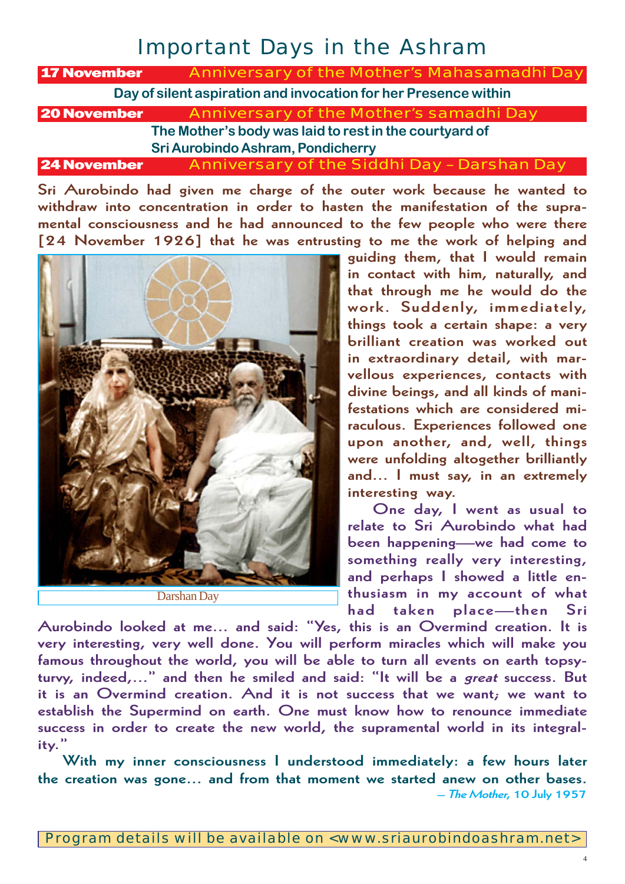# Important Days in the Ashram

**17 November** — Anniversary of the Mother's Mahasamadhi Day

Day of silent aspiration and invocation for her Presence within

**20 November** — Anniversary of the Mother's samadhi Day

The Mother's body was laid to rest in the courtyard of Sri Aurobindo Ashram, Pondicherry

**24 November** — Anniversary of the Siddhi Day – Darshan Day

**Sri Aurobindo had given me charge of the outer work because he wanted to withdraw into concentration in order to hasten the manifestation of the supramental consciousness and he had announced to the few people who were there [24 November 1926] that he was entrusting to me the work of helping and guiding them, that I would remain in contact with him, naturally, and that through me he would do the work. Suddenly, immediately, things took a certain shape: a very brilliant creation was worked out in extraordinary detail, with marvellous experiences, contacts with divine beings, and all kinds of manifestations which are considered miraculous. Experiences followed one upon another, and, well, things were unfolding altogether brilliantly and... I must say, in an extremely interesting way.**

**One day, I went as usual to relate to Sri Aurobindo what had been happening—we had come to something really very interesting, and perhaps I showed a little enthusiasm in my account of what had taken place—then Sri Aurobindo looked at me... and said: "Yes, this is an Overmind creation. It is very interesting, very well done. You will perform miracles which will make you famous throughout the world, you will be able to turn all events on earth topsy-turvy, indeed,..." and then he smiled and said: "It will be a *great* success. But it is an Overmind creation. And it is not success that we want; we want to establish the Supermind on earth. One must know how to renounce immediate success in order to create the new world, the supramental world in its integrality."**

**With my inner consciousness I understood immediately: a few hours later the creation was gone... and from that moment we started anew on other bases.**

— *The Mother,* 10 July 1957

Darshan Day

Program details will be available on <www.sriaurobindoashram.net>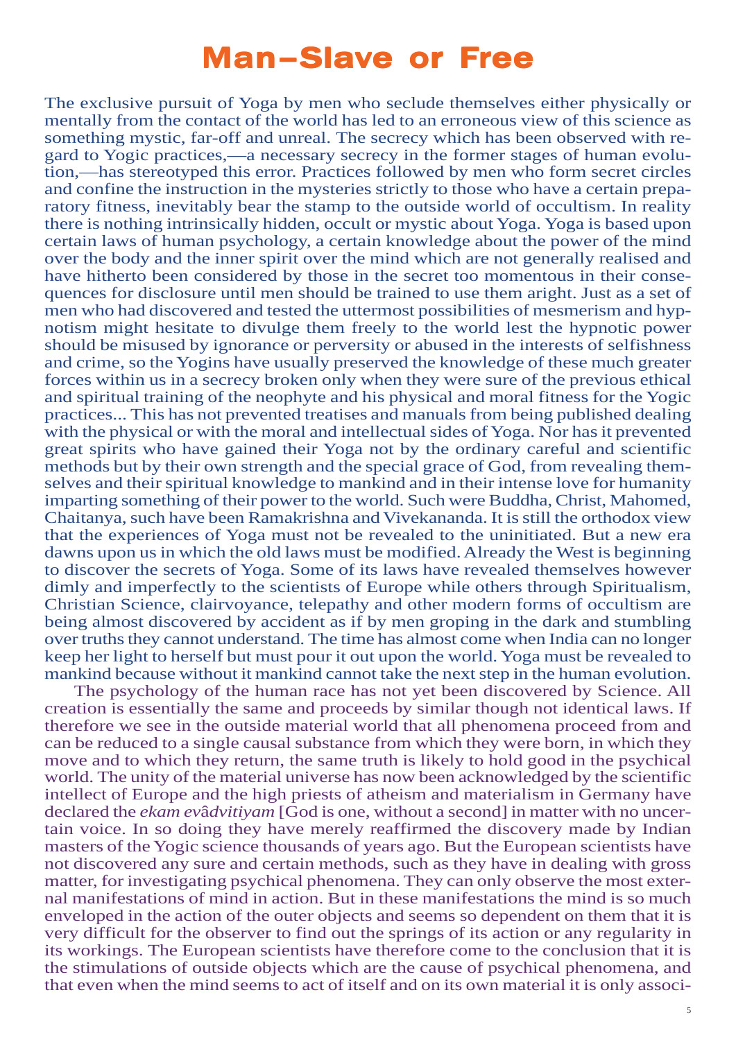# Man–Slave or Free

The exclusive pursuit of Yoga by men who seclude themselves either physically or mentally from the contact of the world has led to an erroneous view of this science as something mystic, far-off and unreal. The secrecy which has been observed with regard to Yogic practices,—a necessary secrecy in the former stages of human evolution,—has stereotyped this error. Practices followed by men who form secret circles and confine the instruction in the mysteries strictly to those who have a certain preparatory fitness, inevitably bear the stamp to the outside world of occultism. In reality there is nothing intrinsically hidden, occult or mystic about Yoga. Yoga is based upon certain laws of human psychology, a certain knowledge about the power of the mind over the body and the inner spirit over the mind which are not generally realised and have hitherto been considered by those in the secret too momentous in their consequences for disclosure until men should be trained to use them aright. Just as a set of men who had discovered and tested the uttermost possibilities of mesmerism and hypnotism might hesitate to divulge them freely to the world lest the hypnotic power should be misused by ignorance or perversity or abused in the interests of selfishness and crime, so the Yogins have usually preserved the knowledge of these much greater forces within us in a secrecy broken only when they were sure of the previous ethical and spiritual training of the neophyte and his physical and moral fitness for the Yogic practices... This has not prevented treatises and manuals from being published dealing with the physical or with the moral and intellectual sides of Yoga. Nor has it prevented great spirits who have gained their Yoga not by the ordinary careful and scientific methods but by their own strength and the special grace of God, from revealing themselves and their spiritual knowledge to mankind and in their intense love for humanity imparting something of their power to the world. Such were Buddha, Christ, Mahomed, Chaitanya, such have been Ramakrishna and Vivekananda. It is still the orthodox view that the experiences of Yoga must not be revealed to the uninitiated. But a new era dawns upon us in which the old laws must be modified. Already the West is beginning to discover the secrets of Yoga. Some of its laws have revealed themselves however dimly and imperfectly to the scientists of Europe while others through Spiritualism, Christian Science, clairvoyance, telepathy and other modern forms of occultism are being almost discovered by accident as if by men groping in the dark and stumbling over truths they cannot understand. The time has almost come when India can no longer keep her light to herself but must pour it out upon the world. Yoga must be revealed to mankind because without it mankind cannot take the next step in the human evolution.

The psychology of the human race has not yet been discovered by Science. All creation is essentially the same and proceeds by similar though not identical laws. If therefore we see in the outside material world that all phenomena proceed from and can be reduced to a single causal substance from which they were born, in which they move and to which they return, the same truth is likely to hold good in the psychical world. The unity of the material universe has now been acknowledged by the scientific intellect of Europe and the high priests of atheism and materialism in Germany have declared the *ekam evâdvitiyam* [God is one, without a second] in matter with no uncertain voice. In so doing they have merely reaffirmed the discovery made by Indian masters of the Yogic science thousands of years ago. But the European scientists have not discovered any sure and certain methods, such as they have in dealing with gross matter, for investigating psychical phenomena. They can only observe the most external manifestations of mind in action. But in these manifestations the mind is so much enveloped in the action of the outer objects and seems so dependent on them that it is very difficult for the observer to find out the springs of its action or any regularity in its workings. The European scientists have therefore come to the conclusion that it is the stimulations of outside objects which are the cause of psychical phenomena, and that even when the mind seems to act of itself and on its own material it is only associ-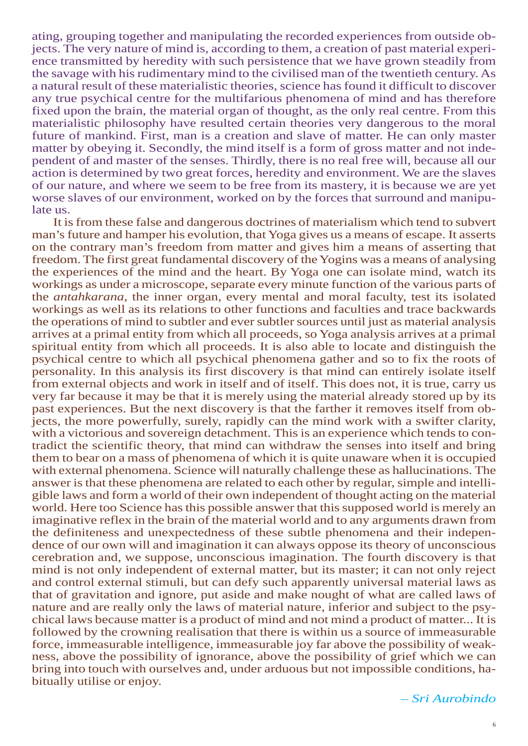ating, grouping together and manipulating the recorded experiences from outside objects. The very nature of mind is, according to them, a creation of past material experience transmitted by heredity with such persistence that we have grown steadily from the savage with his rudimentary mind to the civilised man of the twentieth century. As a natural result of these materialistic theories, science has found it difficult to discover any true psychical centre for the multifarious phenomena of mind and has therefore fixed upon the brain, the material organ of thought, as the only real centre. From this materialistic philosophy have resulted certain theories very dangerous to the moral future of mankind. First, man is a creation and slave of matter. He can only master matter by obeying it. Secondly, the mind itself is a form of gross matter and not independent of and master of the senses. Thirdly, there is no real free will, because all our action is determined by two great forces, heredity and environment. We are the slaves of our nature, and where we seem to be free from its mastery, it is because we are yet worse slaves of our environment, worked on by the forces that surround and manipulate us.

It is from these false and dangerous doctrines of materialism which tend to subvert man's future and hamper his evolution, that Yoga gives us a means of escape. It asserts on the contrary man's freedom from matter and gives him a means of asserting that freedom. The first great fundamental discovery of the Yogins was a means of analysing the experiences of the mind and the heart. By Yoga one can isolate mind, watch its workings as under a microscope, separate every minute function of the various parts of the *antahkarana*, the inner organ, every mental and moral faculty, test its isolated workings as well as its relations to other functions and faculties and trace backwards the operations of mind to subtler and ever subtler sources until just as material analysis arrives at a primal entity from which all proceeds, so Yoga analysis arrives at a primal spiritual entity from which all proceeds. It is also able to locate and distinguish the psychical centre to which all psychical phenomena gather and so to fix the roots of personality. In this analysis its first discovery is that mind can entirely isolate itself from external objects and work in itself and of itself. This does not, it is true, carry us very far because it may be that it is merely using the material already stored up by its past experiences. But the next discovery is that the farther it removes itself from objects, the more powerfully, surely, rapidly can the mind work with a swifter clarity, with a victorious and sovereign detachment. This is an experience which tends to contradict the scientific theory, that mind can withdraw the senses into itself and bring them to bear on a mass of phenomena of which it is quite unaware when it is occupied with external phenomena. Science will naturally challenge these as hallucinations. The answer is that these phenomena are related to each other by regular, simple and intelligible laws and form a world of their own independent of thought acting on the material world. Here too Science has this possible answer that this supposed world is merely an imaginative reflex in the brain of the material world and to any arguments drawn from the definiteness and unexpectedness of these subtle phenomena and their independence of our own will and imagination it can always oppose its theory of unconscious cerebration and, we suppose, unconscious imagination. The fourth discovery is that mind is not only independent of external matter, but its master; it can not only reject and control external stimuli, but can defy such apparently universal material laws as that of gravitation and ignore, put aside and make nought of what are called laws of nature and are really only the laws of material nature, inferior and subject to the psychical laws because matter is a product of mind and not mind a product of matter... It is followed by the crowning realisation that there is within us a source of immeasurable force, immeasurable intelligence, immeasurable joy far above the possibility of weakness, above the possibility of ignorance, above the possibility of grief which we can bring into touch with ourselves and, under arduous but not impossible conditions, habitually utilise or enjoy.

*– Sri Aurobindo*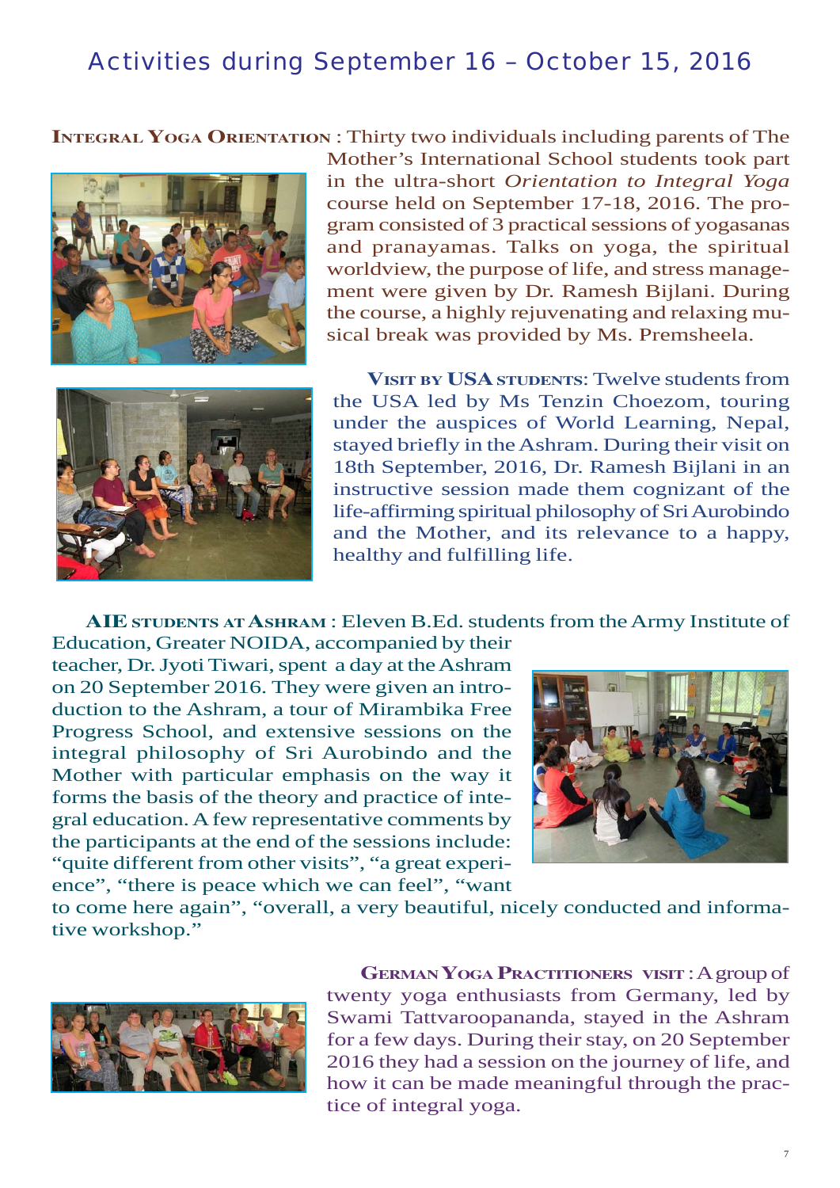## Activities during September 16 – October 15, 2016

**Integral Yoga Orientation** : Thirty two individuals including parents of The Mother's International School students took part in the ultra-short *Orientation to Integral Yoga* course held on September 17-18, 2016. The program consisted of 3 practical sessions of yogasanas and pranayamas. Talks on yoga, the spiritual worldview, the purpose of life, and stress management were given by Dr. Ramesh Bijlani. During the course, a highly rejuvenating and relaxing musical break was provided by Ms. Premsheela.

**Visit by USA students**: Twelve students from the USA led by Ms Tenzin Choezom, touring under the auspices of World Learning, Nepal, stayed briefly in the Ashram. During their visit on 18th September, 2016, Dr. Ramesh Bijlani in an instructive session made them cognizant of the life-affirming spiritual philosophy of Sri Aurobindo and the Mother, and its relevance to a happy, healthy and fulfilling life.

**AIE students at Ashram** : Eleven B.Ed. students from the Army Institute of Education, Greater NOIDA, accompanied by their teacher, Dr. Jyoti Tiwari, spent a day at the Ashram on 20 September 2016. They were given an introduction to the Ashram, a tour of Mirambika Free Progress School, and extensive sessions on the integral philosophy of Sri Aurobindo and the Mother with particular emphasis on the way it forms the basis of the theory and practice of integral education. A few representative comments by the participants at the end of the sessions include: "quite different from other visits", "a great experience", "there is peace which we can feel", "want to come here again", "overall, a very beautiful, nicely conducted and informative workshop."

**German Yoga Practitioners visit** : A group of twenty yoga enthusiasts from Germany, led by Swami Tattvaroopananda, stayed in the Ashram for a few days. During their stay, on 20 September 2016 they had a session on the journey of life, and how it can be made meaningful through the practice of integral yoga.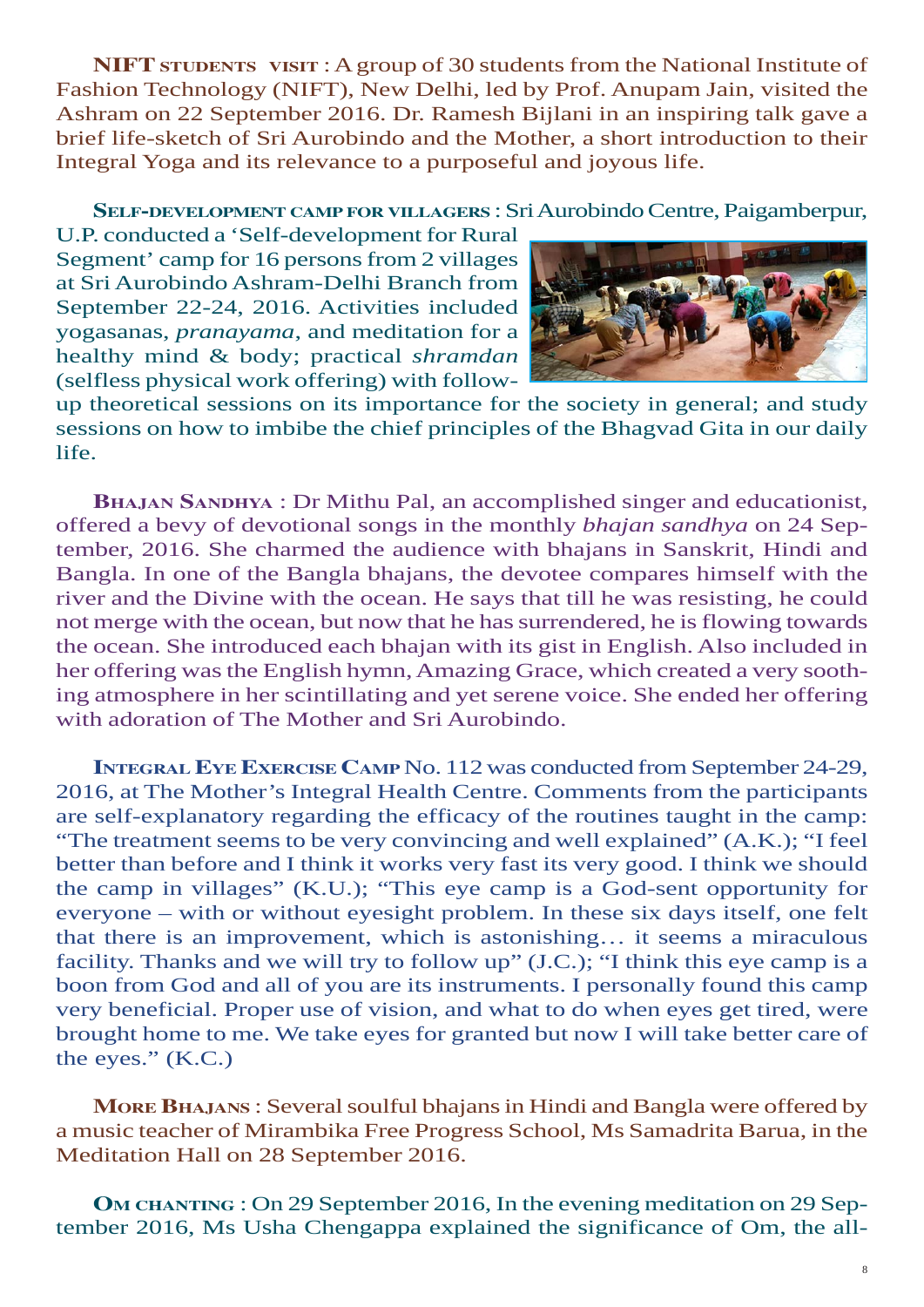**NIFT STUDENTS VISIT** : A group of 30 students from the National Institute of Fashion Technology (NIFT), New Delhi, led by Prof. Anupam Jain, visited the Ashram on 22 September 2016. Dr. Ramesh Bijlani in an inspiring talk gave a brief life-sketch of Sri Aurobindo and the Mother, a short introduction to their Integral Yoga and its relevance to a purposeful and joyous life.

**SELF-DEVELOPMENT CAMP FOR VILLAGERS** : Sri Aurobindo Centre, Paigamberpur, U.P. conducted a 'Self-development for Rural Segment' camp for 16 persons from 2 villages at Sri Aurobindo Ashram-Delhi Branch from September 22-24, 2016. Activities included yogasanas, *pranayama*, and meditation for a healthy mind & body; practical *shramdan* (selfless physical work offering) with follow-up theoretical sessions on its importance for the society in general; and study sessions on how to imbibe the chief principles of the Bhagvad Gita in our daily life.

**BHAJAN SANDHYA** : Dr Mithu Pal, an accomplished singer and educationist, offered a bevy of devotional songs in the monthly *bhajan sandhya* on 24 September, 2016. She charmed the audience with bhajans in Sanskrit, Hindi and Bangla. In one of the Bangla bhajans, the devotee compares himself with the river and the Divine with the ocean. He says that till he was resisting, he could not merge with the ocean, but now that he has surrendered, he is flowing towards the ocean. She introduced each bhajan with its gist in English. Also included in her offering was the English hymn, Amazing Grace, which created a very soothing atmosphere in her scintillating and yet serene voice. She ended her offering with adoration of The Mother and Sri Aurobindo.

**INTEGRAL EYE EXERCISE CAMP** No. 112 was conducted from September 24-29, 2016, at The Mother's Integral Health Centre. Comments from the participants are self-explanatory regarding the efficacy of the routines taught in the camp: "The treatment seems to be very convincing and well explained" (A.K.); "I feel better than before and I think it works very fast its very good. I think we should the camp in villages" (K.U.); "This eye camp is a God-sent opportunity for everyone – with or without eyesight problem. In these six days itself, one felt that there is an improvement, which is astonishing… it seems a miraculous facility. Thanks and we will try to follow up" (J.C.); "I think this eye camp is a boon from God and all of you are its instruments. I personally found this camp very beneficial. Proper use of vision, and what to do when eyes get tired, were brought home to me. We take eyes for granted but now I will take better care of the eyes." (K.C.)

**MORE BHAJANS** : Several soulful bhajans in Hindi and Bangla were offered by a music teacher of Mirambika Free Progress School, Ms Samadrita Barua, in the Meditation Hall on 28 September 2016.

**OM CHANTING** : On 29 September 2016, In the evening meditation on 29 September 2016, Ms Usha Chengappa explained the significance of Om, the all-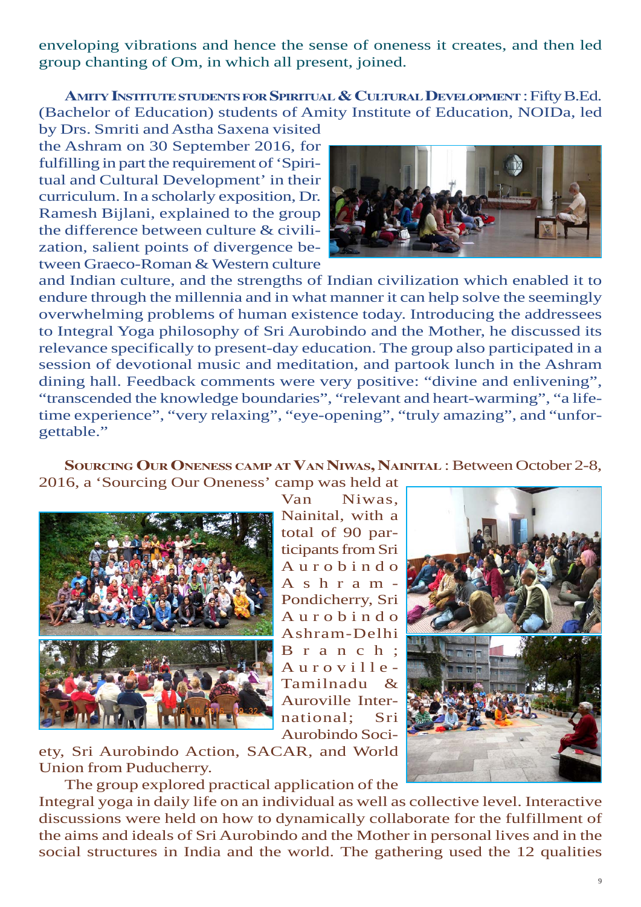enveloping vibrations and hence the sense of oneness it creates, and then led group chanting of Om, in which all present, joined.

**AMITY INSTITUTE STUDENTS FOR SPIRITUAL & CULTURAL DEVELOPMENT** : Fifty B.Ed. (Bachelor of Education) students of Amity Institute of Education, NOIDa, led by Drs. Smriti and Astha Saxena visited the Ashram on 30 September 2016, for fulfilling in part the requirement of 'Spiritual and Cultural Development' in their curriculum. In a scholarly exposition, Dr. Ramesh Bijlani, explained to the group the difference between culture & civilization, salient points of divergence between Graeco-Roman & Western culture and Indian culture, and the strengths of Indian civilization which enabled it to endure through the millennia and in what manner it can help solve the seemingly overwhelming problems of human existence today. Introducing the addressees to Integral Yoga philosophy of Sri Aurobindo and the Mother, he discussed its relevance specifically to present-day education. The group also participated in a session of devotional music and meditation, and partook lunch in the Ashram dining hall. Feedback comments were very positive: "divine and enlivening", "transcended the knowledge boundaries", "relevant and heart-warming", "a lifetime experience", "very relaxing", "eye-opening", "truly amazing", and "unforgettable."

**SOURCING OUR ONENESS CAMP AT VAN NIWAS, NAINITAL** : Between October 2-8, 2016, a 'Sourcing Our Oneness' camp was held at Van Niwas, Nainital, with a total of 90 participants from Sri Aurobindo Ashram-Pondicherry, Sri Aurobindo Ashram-Delhi Branch; Auroville-Tamilnadu & Auroville International; Sri Aurobindo Society, Sri Aurobindo Action, SACAR, and World Union from Puducherry.

The group explored practical application of the Integral yoga in daily life on an individual as well as collective level. Interactive discussions were held on how to dynamically collaborate for the fulfillment of the aims and ideals of Sri Aurobindo and the Mother in personal lives and in the social structures in India and the world. The gathering used the 12 qualities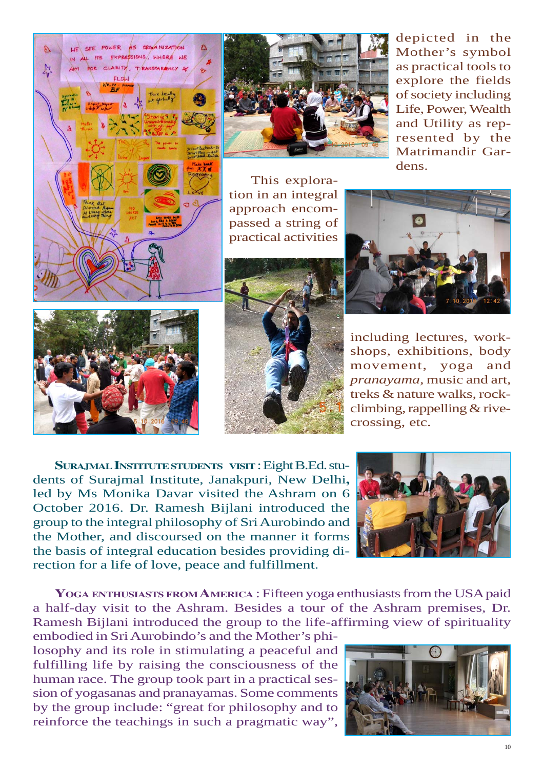depicted in the Mother's symbol as practical tools to explore the fields of society including Life, Power, Wealth and Utility as represented by the Matrimandir Gardens.

This exploration in an integral approach encompassed a string of practical activities including lectures, workshops, exhibitions, body movement, yoga and *pranayama*, music and art, treks & nature walks, rock-climbing, rappelling & rive-crossing, etc.

**Surajmal Institute students visit** : Eight B.Ed. students of Surajmal Institute, Janakpuri, New Delhi, led by Ms Monika Davar visited the Ashram on 6 October 2016. Dr. Ramesh Bijlani introduced the group to the integral philosophy of Sri Aurobindo and the Mother, and discoursed on the manner it forms the basis of integral education besides providing direction for a life of love, peace and fulfillment.

**Yoga enthusiasts from America** : Fifteen yoga enthusiasts from the USA paid a half-day visit to the Ashram. Besides a tour of the Ashram premises, Dr. Ramesh Bijlani introduced the group to the life-affirming view of spirituality embodied in Sri Aurobindo's and the Mother's philosophy and its role in stimulating a peaceful and fulfilling life by raising the consciousness of the human race. The group took part in a practical session of yogasanas and pranayamas. Some comments by the group include: "great for philosophy and to reinforce the teachings in such a pragmatic way",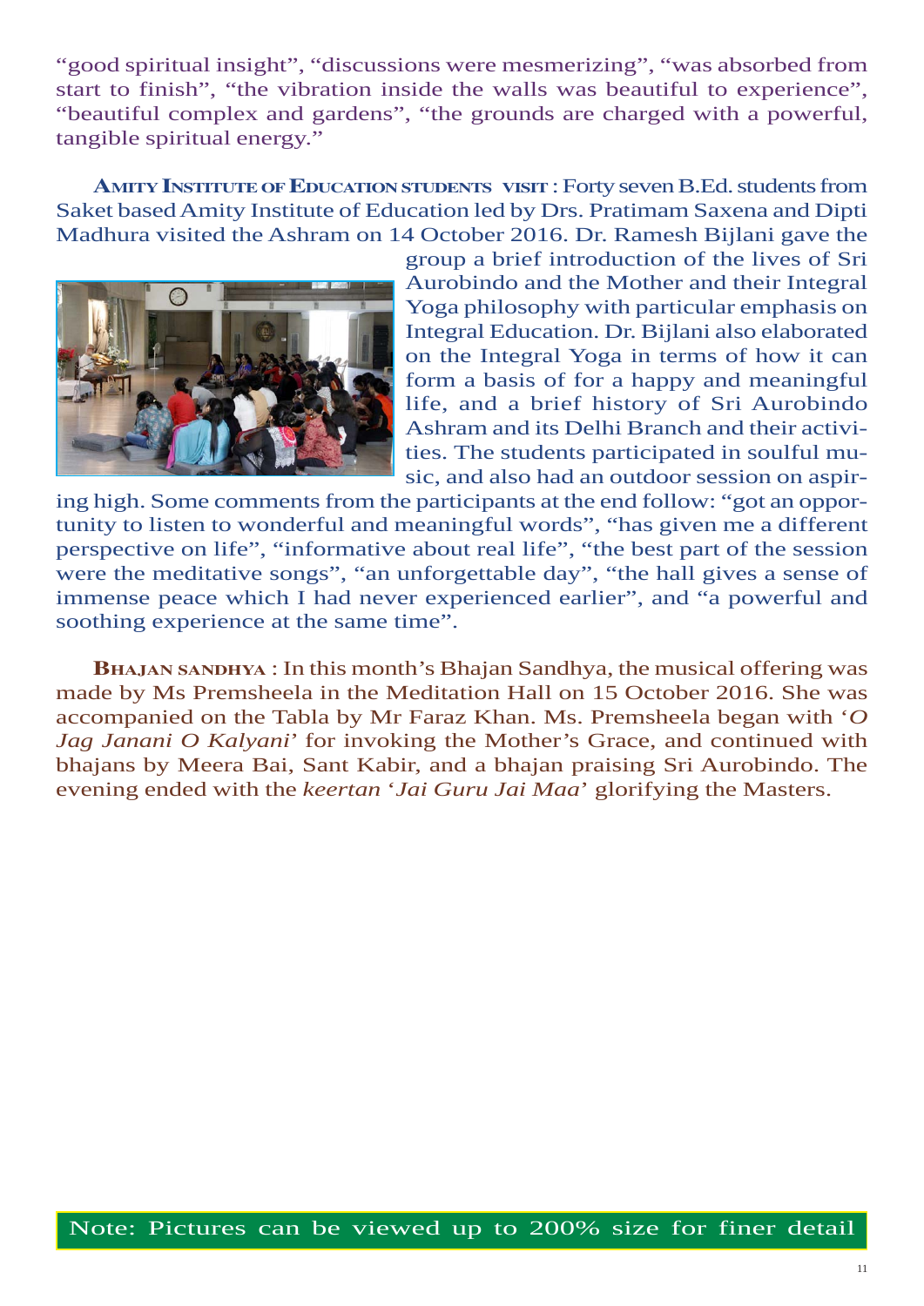"good spiritual insight", "discussions were mesmerizing", "was absorbed from start to finish", "the vibration inside the walls was beautiful to experience", "beautiful complex and gardens", "the grounds are charged with a powerful, tangible spiritual energy."

**Amity Institute of Education students visit** : Forty seven B.Ed. students from Saket based Amity Institute of Education led by Drs. Pratimam Saxena and Dipti Madhura visited the Ashram on 14 October 2016. Dr. Ramesh Bijlani gave the group a brief introduction of the lives of Sri Aurobindo and the Mother and their Integral Yoga philosophy with particular emphasis on Integral Education. Dr. Bijlani also elaborated on the Integral Yoga in terms of how it can form a basis of for a happy and meaningful life, and a brief history of Sri Aurobindo Ashram and its Delhi Branch and their activities. The students participated in soulful music, and also had an outdoor session on aspiring high. Some comments from the participants at the end follow: "got an opportunity to listen to wonderful and meaningful words", "has given me a different perspective on life", "informative about real life", "the best part of the session were the meditative songs", "an unforgettable day", "the hall gives a sense of immense peace which I had never experienced earlier", and "a powerful and soothing experience at the same time".

**Bhajan sandhya** : In this month's Bhajan Sandhya, the musical offering was made by Ms Premsheela in the Meditation Hall on 15 October 2016. She was accompanied on the Tabla by Mr Faraz Khan. Ms. Premsheela began with '*O Jag Janani O Kalyani*' for invoking the Mother's Grace, and continued with bhajans by Meera Bai, Sant Kabir, and a bhajan praising Sri Aurobindo. The evening ended with the *keertan* '*Jai Guru Jai Maa*' glorifying the Masters.

Note: Pictures can be viewed up to 200% size for finer detail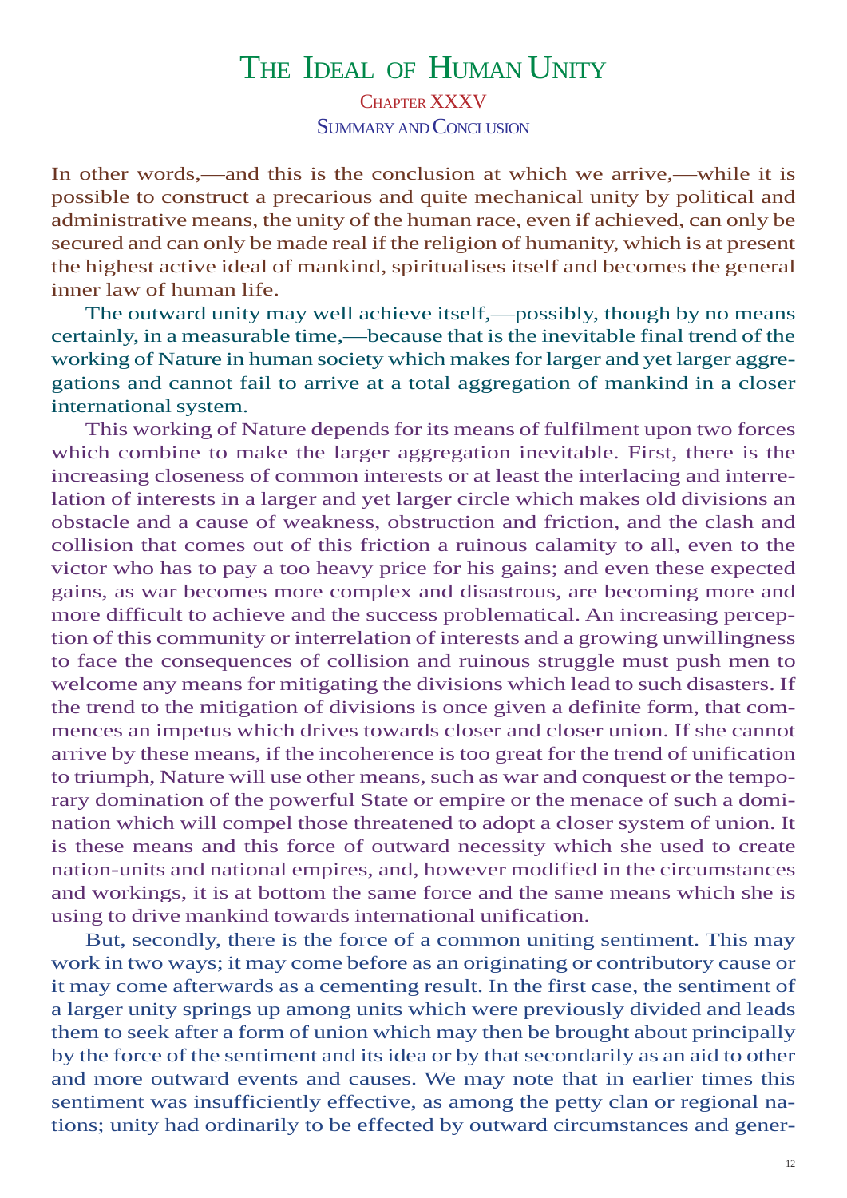# The Ideal of Human Unity

## Chapter XXXV

### Summary and Conclusion

In other words,—and this is the conclusion at which we arrive,—while it is possible to construct a precarious and quite mechanical unity by political and administrative means, the unity of the human race, even if achieved, can only be secured and can only be made real if the religion of humanity, which is at present the highest active ideal of mankind, spiritualises itself and becomes the general inner law of human life.

The outward unity may well achieve itself,—possibly, though by no means certainly, in a measurable time,—because that is the inevitable final trend of the working of Nature in human society which makes for larger and yet larger aggregations and cannot fail to arrive at a total aggregation of mankind in a closer international system.

This working of Nature depends for its means of fulfilment upon two forces which combine to make the larger aggregation inevitable. First, there is the increasing closeness of common interests or at least the interlacing and interrelation of interests in a larger and yet larger circle which makes old divisions an obstacle and a cause of weakness, obstruction and friction, and the clash and collision that comes out of this friction a ruinous calamity to all, even to the victor who has to pay a too heavy price for his gains; and even these expected gains, as war becomes more complex and disastrous, are becoming more and more difficult to achieve and the success problematical. An increasing perception of this community or interrelation of interests and a growing unwillingness to face the consequences of collision and ruinous struggle must push men to welcome any means for mitigating the divisions which lead to such disasters. If the trend to the mitigation of divisions is once given a definite form, that commences an impetus which drives towards closer and closer union. If she cannot arrive by these means, if the incoherence is too great for the trend of unification to triumph, Nature will use other means, such as war and conquest or the temporary domination of the powerful State or empire or the menace of such a domination which will compel those threatened to adopt a closer system of union. It is these means and this force of outward necessity which she used to create nation-units and national empires, and, however modified in the circumstances and workings, it is at bottom the same force and the same means which she is using to drive mankind towards international unification.

But, secondly, there is the force of a common uniting sentiment. This may work in two ways; it may come before as an originating or contributory cause or it may come afterwards as a cementing result. In the first case, the sentiment of a larger unity springs up among units which were previously divided and leads them to seek after a form of union which may then be brought about principally by the force of the sentiment and its idea or by that secondarily as an aid to other and more outward events and causes. We may note that in earlier times this sentiment was insufficiently effective, as among the petty clan or regional nations; unity had ordinarily to be effected by outward circumstances and gener-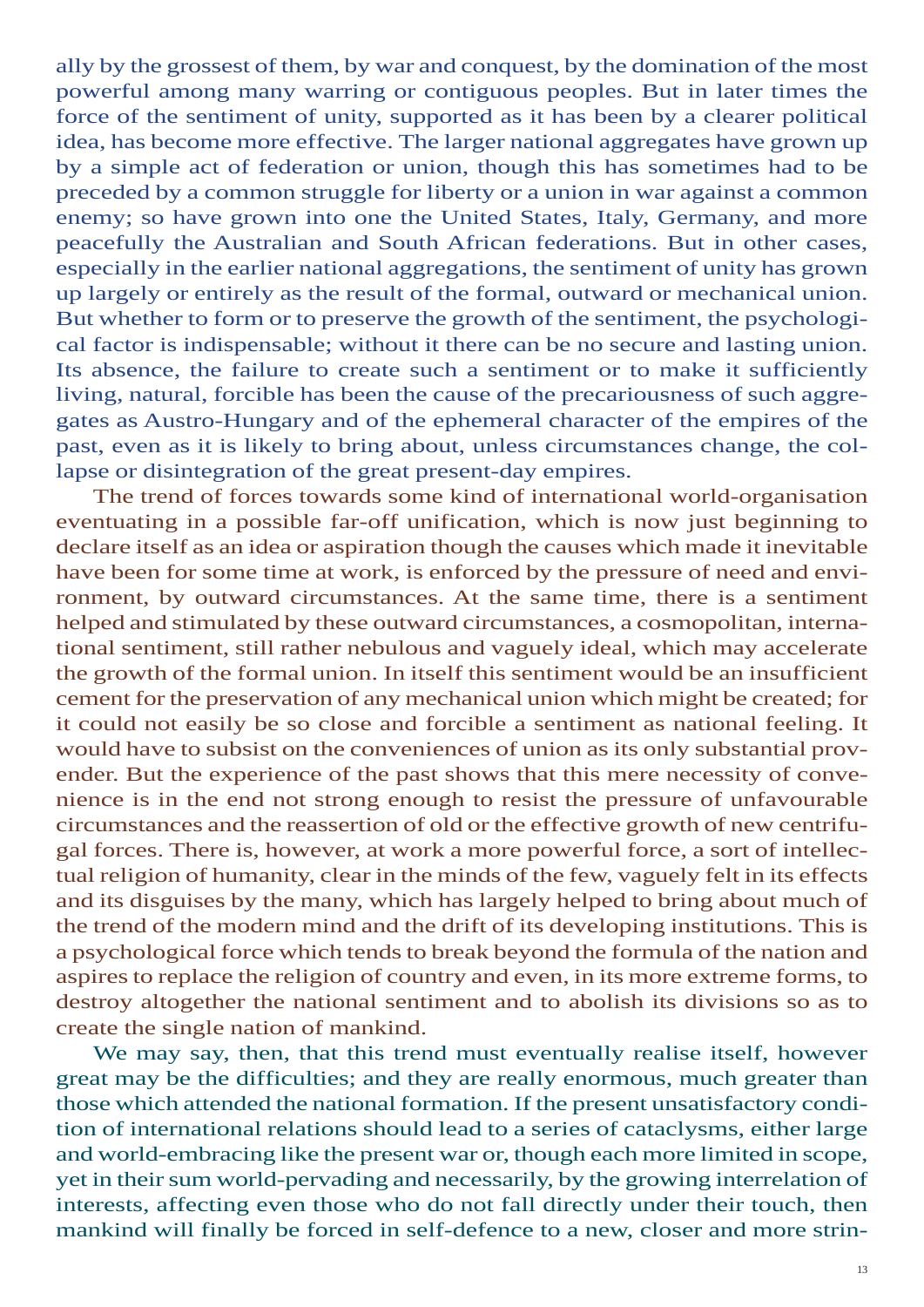ally by the grossest of them, by war and conquest, by the domination of the most powerful among many warring or contiguous peoples. But in later times the force of the sentiment of unity, supported as it has been by a clearer political idea, has become more effective. The larger national aggregates have grown up by a simple act of federation or union, though this has sometimes had to be preceded by a common struggle for liberty or a union in war against a common enemy; so have grown into one the United States, Italy, Germany, and more peacefully the Australian and South African federations. But in other cases, especially in the earlier national aggregations, the sentiment of unity has grown up largely or entirely as the result of the formal, outward or mechanical union. But whether to form or to preserve the growth of the sentiment, the psychological factor is indispensable; without it there can be no secure and lasting union. Its absence, the failure to create such a sentiment or to make it sufficiently living, natural, forcible has been the cause of the precariousness of such aggregates as Austro-Hungary and of the ephemeral character of the empires of the past, even as it is likely to bring about, unless circumstances change, the collapse or disintegration of the great present-day empires.

The trend of forces towards some kind of international world-organisation eventuating in a possible far-off unification, which is now just beginning to declare itself as an idea or aspiration though the causes which made it inevitable have been for some time at work, is enforced by the pressure of need and environment, by outward circumstances. At the same time, there is a sentiment helped and stimulated by these outward circumstances, a cosmopolitan, international sentiment, still rather nebulous and vaguely ideal, which may accelerate the growth of the formal union. In itself this sentiment would be an insufficient cement for the preservation of any mechanical union which might be created; for it could not easily be so close and forcible a sentiment as national feeling. It would have to subsist on the conveniences of union as its only substantial provender. But the experience of the past shows that this mere necessity of convenience is in the end not strong enough to resist the pressure of unfavourable circumstances and the reassertion of old or the effective growth of new centrifugal forces. There is, however, at work a more powerful force, a sort of intellectual religion of humanity, clear in the minds of the few, vaguely felt in its effects and its disguises by the many, which has largely helped to bring about much of the trend of the modern mind and the drift of its developing institutions. This is a psychological force which tends to break beyond the formula of the nation and aspires to replace the religion of country and even, in its more extreme forms, to destroy altogether the national sentiment and to abolish its divisions so as to create the single nation of mankind.

We may say, then, that this trend must eventually realise itself, however great may be the difficulties; and they are really enormous, much greater than those which attended the national formation. If the present unsatisfactory condition of international relations should lead to a series of cataclysms, either large and world-embracing like the present war or, though each more limited in scope, yet in their sum world-pervading and necessarily, by the growing interrelation of interests, affecting even those who do not fall directly under their touch, then mankind will finally be forced in self-defence to a new, closer and more strin-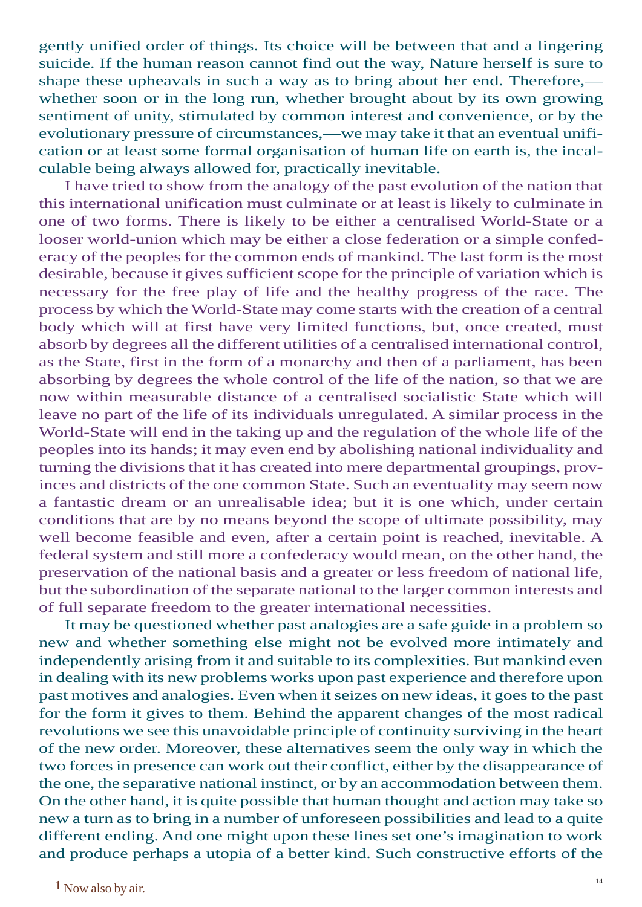gently unified order of things. Its choice will be between that and a lingering suicide. If the human reason cannot find out the way, Nature herself is sure to shape these upheavals in such a way as to bring about her end. Therefore,—whether soon or in the long run, whether brought about by its own growing sentiment of unity, stimulated by common interest and convenience, or by the evolutionary pressure of circumstances,—we may take it that an eventual unification or at least some formal organisation of human life on earth is, the incalculable being always allowed for, practically inevitable.

I have tried to show from the analogy of the past evolution of the nation that this international unification must culminate or at least is likely to culminate in one of two forms. There is likely to be either a centralised World-State or a looser world-union which may be either a close federation or a simple confederacy of the peoples for the common ends of mankind. The last form is the most desirable, because it gives sufficient scope for the principle of variation which is necessary for the free play of life and the healthy progress of the race. The process by which the World-State may come starts with the creation of a central body which will at first have very limited functions, but, once created, must absorb by degrees all the different utilities of a centralised international control, as the State, first in the form of a monarchy and then of a parliament, has been absorbing by degrees the whole control of the life of the nation, so that we are now within measurable distance of a centralised socialistic State which will leave no part of the life of its individuals unregulated. A similar process in the World-State will end in the taking up and the regulation of the whole life of the peoples into its hands; it may even end by abolishing national individuality and turning the divisions that it has created into mere departmental groupings, provinces and districts of the one common State. Such an eventuality may seem now a fantastic dream or an unrealisable idea; but it is one which, under certain conditions that are by no means beyond the scope of ultimate possibility, may well become feasible and even, after a certain point is reached, inevitable. A federal system and still more a confederacy would mean, on the other hand, the preservation of the national basis and a greater or less freedom of national life, but the subordination of the separate national to the larger common interests and of full separate freedom to the greater international necessities.

It may be questioned whether past analogies are a safe guide in a problem so new and whether something else might not be evolved more intimately and independently arising from it and suitable to its complexities. But mankind even in dealing with its new problems works upon past experience and therefore upon past motives and analogies. Even when it seizes on new ideas, it goes to the past for the form it gives to them. Behind the apparent changes of the most radical revolutions we see this unavoidable principle of continuity surviving in the heart of the new order. Moreover, these alternatives seem the only way in which the two forces in presence can work out their conflict, either by the disappearance of the one, the separative national instinct, or by an accommodation between them. On the other hand, it is quite possible that human thought and action may take so new a turn as to bring in a number of unforeseen possibilities and lead to a quite different ending. And one might upon these lines set one's imagination to work and produce perhaps a utopia of a better kind. Such constructive efforts of the

[1] Now also by air.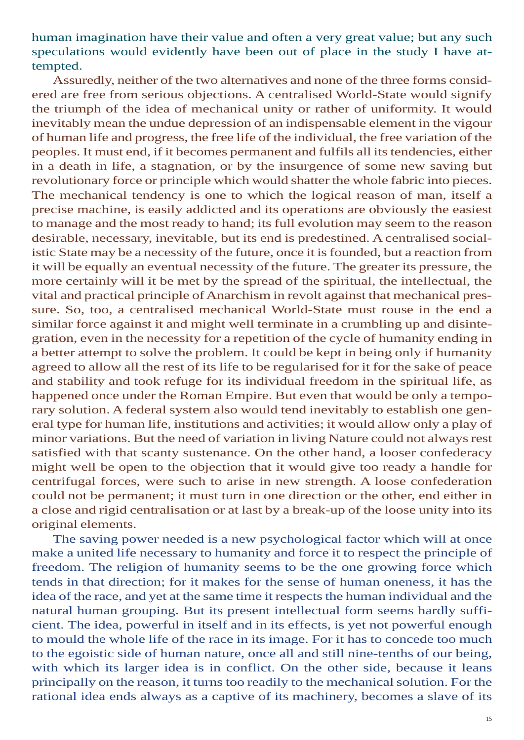human imagination have their value and often a very great value; but any such speculations would evidently have been out of place in the study I have attempted.

Assuredly, neither of the two alternatives and none of the three forms considered are free from serious objections. A centralised World-State would signify the triumph of the idea of mechanical unity or rather of uniformity. It would inevitably mean the undue depression of an indispensable element in the vigour of human life and progress, the free life of the individual, the free variation of the peoples. It must end, if it becomes permanent and fulfils all its tendencies, either in a death in life, a stagnation, or by the insurgence of some new saving but revolutionary force or principle which would shatter the whole fabric into pieces. The mechanical tendency is one to which the logical reason of man, itself a precise machine, is easily addicted and its operations are obviously the easiest to manage and the most ready to hand; its full evolution may seem to the reason desirable, necessary, inevitable, but its end is predestined. A centralised socialistic State may be a necessity of the future, once it is founded, but a reaction from it will be equally an eventual necessity of the future. The greater its pressure, the more certainly will it be met by the spread of the spiritual, the intellectual, the vital and practical principle of Anarchism in revolt against that mechanical pressure. So, too, a centralised mechanical World-State must rouse in the end a similar force against it and might well terminate in a crumbling up and disintegration, even in the necessity for a repetition of the cycle of humanity ending in a better attempt to solve the problem. It could be kept in being only if humanity agreed to allow all the rest of its life to be regularised for it for the sake of peace and stability and took refuge for its individual freedom in the spiritual life, as happened once under the Roman Empire. But even that would be only a temporary solution. A federal system also would tend inevitably to establish one general type for human life, institutions and activities; it would allow only a play of minor variations. But the need of variation in living Nature could not always rest satisfied with that scanty sustenance. On the other hand, a looser confederacy might well be open to the objection that it would give too ready a handle for centrifugal forces, were such to arise in new strength. A loose confederation could not be permanent; it must turn in one direction or the other, end either in a close and rigid centralisation or at last by a break-up of the loose unity into its original elements.

The saving power needed is a new psychological factor which will at once make a united life necessary to humanity and force it to respect the principle of freedom. The religion of humanity seems to be the one growing force which tends in that direction; for it makes for the sense of human oneness, it has the idea of the race, and yet at the same time it respects the human individual and the natural human grouping. But its present intellectual form seems hardly sufficient. The idea, powerful in itself and in its effects, is yet not powerful enough to mould the whole life of the race in its image. For it has to concede too much to the egoistic side of human nature, once all and still nine-tenths of our being, with which its larger idea is in conflict. On the other side, because it leans principally on the reason, it turns too readily to the mechanical solution. For the rational idea ends always as a captive of its machinery, becomes a slave of its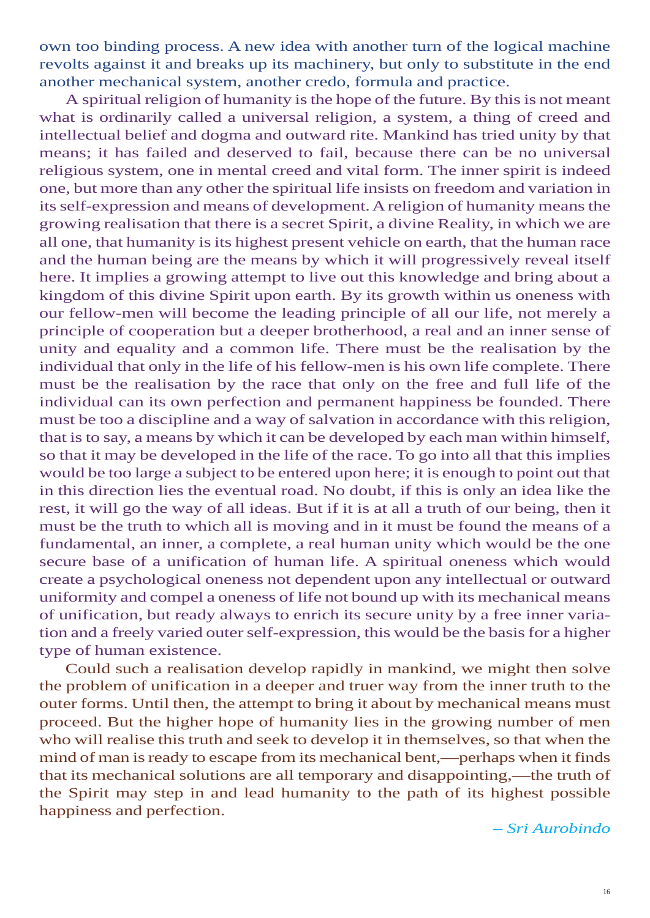own too binding process. A new idea with another turn of the logical machine revolts against it and breaks up its machinery, but only to substitute in the end another mechanical system, another credo, formula and practice.

A spiritual religion of humanity is the hope of the future. By this is not meant what is ordinarily called a universal religion, a system, a thing of creed and intellectual belief and dogma and outward rite. Mankind has tried unity by that means; it has failed and deserved to fail, because there can be no universal religious system, one in mental creed and vital form. The inner spirit is indeed one, but more than any other the spiritual life insists on freedom and variation in its self-expression and means of development. A religion of humanity means the growing realisation that there is a secret Spirit, a divine Reality, in which we are all one, that humanity is its highest present vehicle on earth, that the human race and the human being are the means by which it will progressively reveal itself here. It implies a growing attempt to live out this knowledge and bring about a kingdom of this divine Spirit upon earth. By its growth within us oneness with our fellow-men will become the leading principle of all our life, not merely a principle of cooperation but a deeper brotherhood, a real and an inner sense of unity and equality and a common life. There must be the realisation by the individual that only in the life of his fellow-men is his own life complete. There must be the realisation by the race that only on the free and full life of the individual can its own perfection and permanent happiness be founded. There must be too a discipline and a way of salvation in accordance with this religion, that is to say, a means by which it can be developed by each man within himself, so that it may be developed in the life of the race. To go into all that this implies would be too large a subject to be entered upon here; it is enough to point out that in this direction lies the eventual road. No doubt, if this is only an idea like the rest, it will go the way of all ideas. But if it is at all a truth of our being, then it must be the truth to which all is moving and in it must be found the means of a fundamental, an inner, a complete, a real human unity which would be the one secure base of a unification of human life. A spiritual oneness which would create a psychological oneness not dependent upon any intellectual or outward uniformity and compel a oneness of life not bound up with its mechanical means of unification, but ready always to enrich its secure unity by a free inner variation and a freely varied outer self-expression, this would be the basis for a higher type of human existence.

Could such a realisation develop rapidly in mankind, we might then solve the problem of unification in a deeper and truer way from the inner truth to the outer forms. Until then, the attempt to bring it about by mechanical means must proceed. But the higher hope of humanity lies in the growing number of men who will realise this truth and seek to develop it in themselves, so that when the mind of man is ready to escape from its mechanical bent,—perhaps when it finds that its mechanical solutions are all temporary and disappointing,—the truth of the Spirit may step in and lead humanity to the path of its highest possible happiness and perfection.

*– Sri Aurobindo*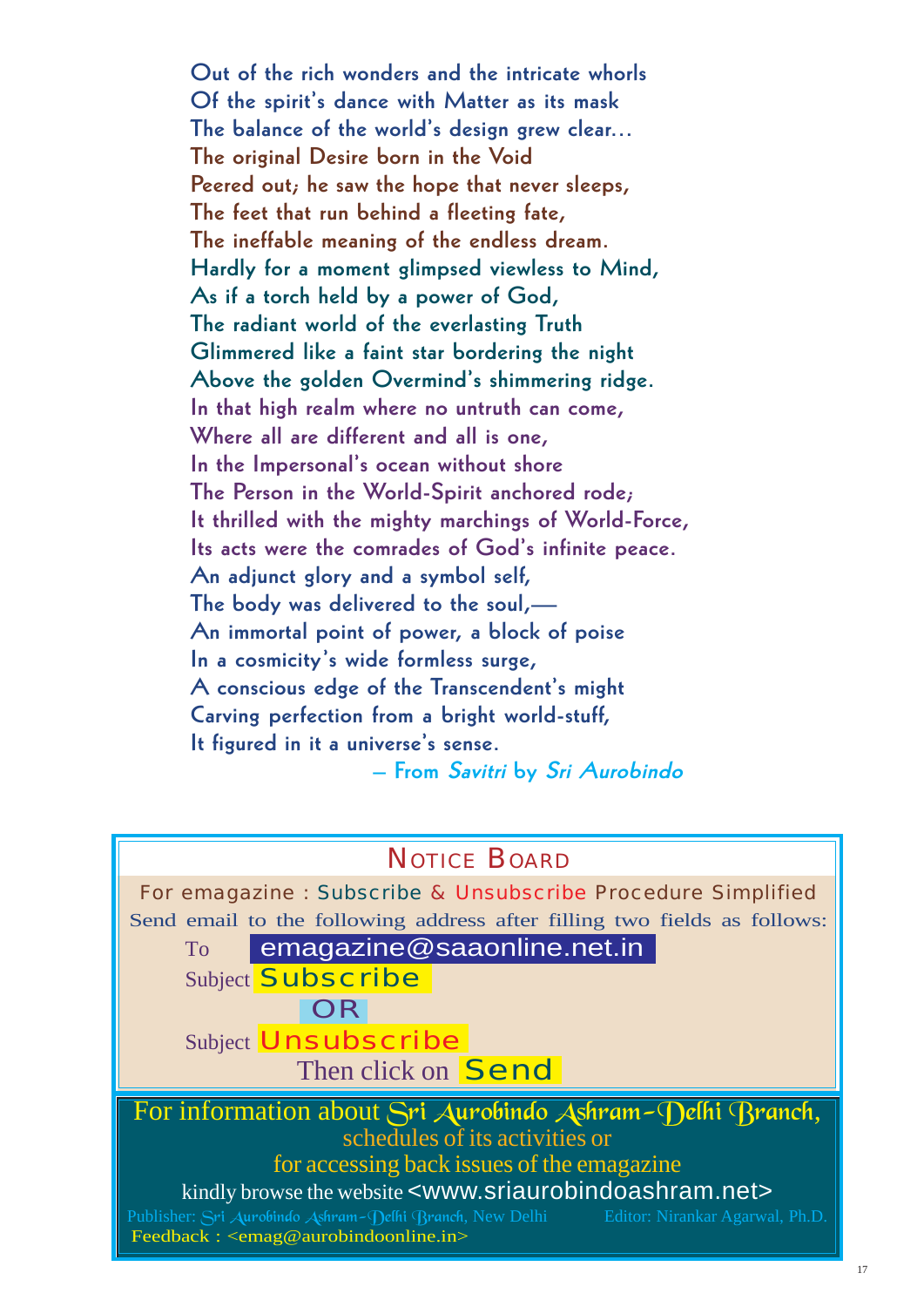Out of the rich wonders and the intricate whorls
Of the spirit's dance with Matter as its mask
The balance of the world's design grew clear...
The original Desire born in the Void
Peered out; he saw the hope that never sleeps,
The feet that run behind a fleeting fate,
The ineffable meaning of the endless dream.
Hardly for a moment glimpsed viewless to Mind,
As if a torch held by a power of God,
The radiant world of the everlasting Truth
Glimmered like a faint star bordering the night
Above the golden Overmind's shimmering ridge.
In that high realm where no untruth can come,
Where all are different and all is one,
In the Impersonal's ocean without shore
The Person in the World-Spirit anchored rode;
It thrilled with the mighty marchings of World-Force,
Its acts were the comrades of God's infinite peace.
An adjunct glory and a symbol self,
The body was delivered to the soul,—
An immortal point of power, a block of poise
In a cosmicity's wide formless surge,
A conscious edge of the Transcendent's might
Carving perfection from a bright world-stuff,
It figured in it a universe's sense.

— From *Savitri* by *Sri Aurobindo*

## NOTICE BOARD

For emagazine : Subscribe & Unsubscribe Procedure Simplified

Send email to the following address after filling two fields as follows:

To emagazine@saaonline.net.in

Subject Subscribe

OR

Subject Unsubscribe

Then click on Send

For information about Sri Aurobindo Ashram-Delhi Branch,
schedules of its activities or
for accessing back issues of the emagazine
kindly browse the website <www.sriaurobindoashram.net>

Publisher: Sri Aurobindo Ashram-Delhi Branch, New Delhi    Editor: Nirankar Agarwal, Ph.D.

Feedback : <emag@aurobindoonline.in>